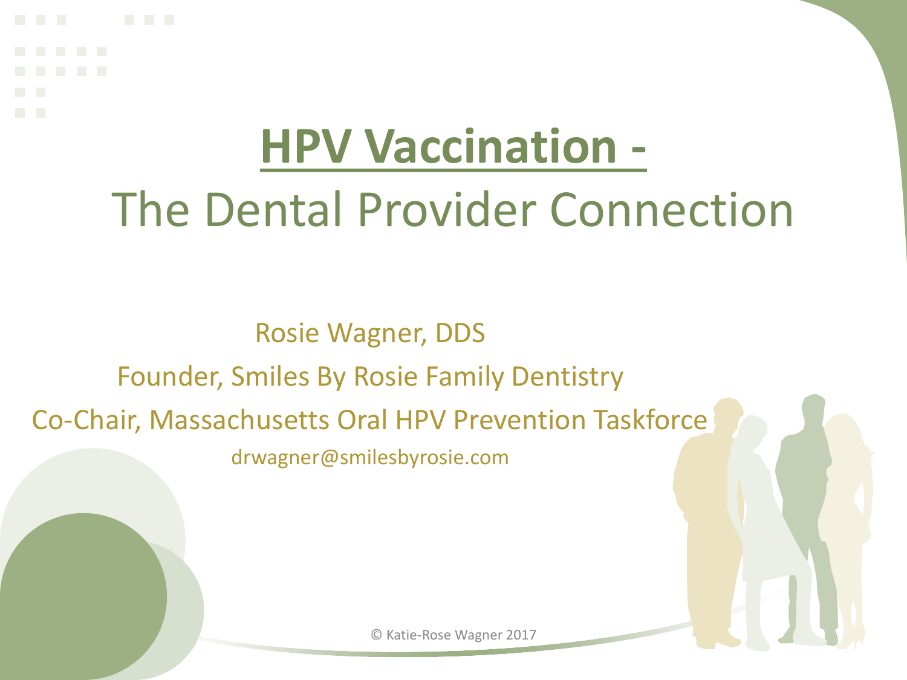# HPV Vaccination -

## The Dental Provider Connection

Rosie Wagner, DDS

Founder, Smiles By Rosie Family Dentistry

Co-Chair, Massachusetts Oral HPV Prevention Taskforce

drwagner@smilesbyrosie.com

© Katie-Rose Wagner 2017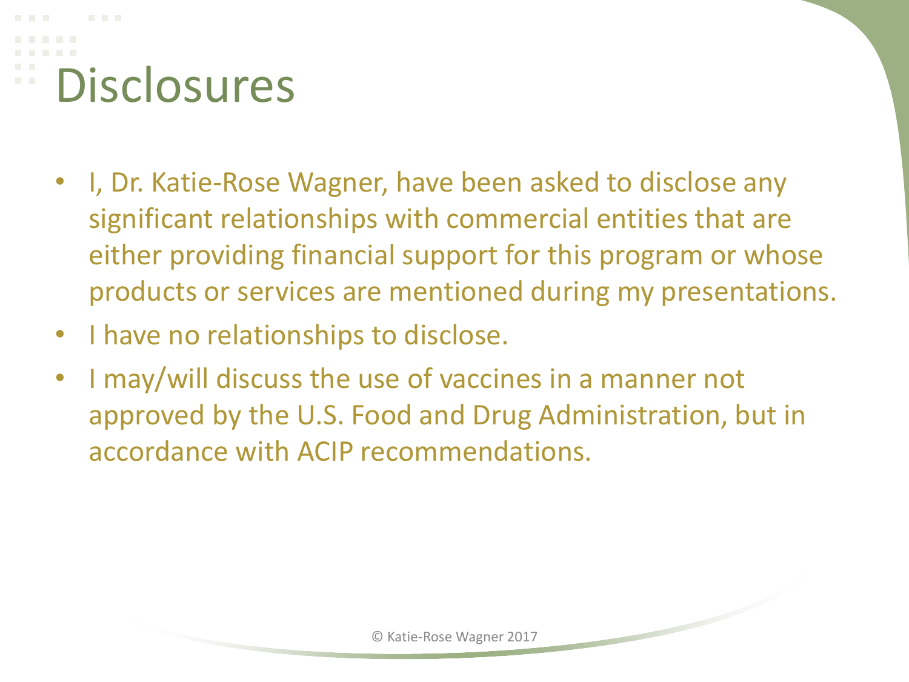# Disclosures

- I, Dr. Katie-Rose Wagner, have been asked to disclose any significant relationships with commercial entities that are either providing financial support for this program or whose products or services are mentioned during my presentations.
- I have no relationships to disclose.
- I may/will discuss the use of vaccines in a manner not approved by the U.S. Food and Drug Administration, but in accordance with ACIP recommendations.

© Katie-Rose Wagner 2017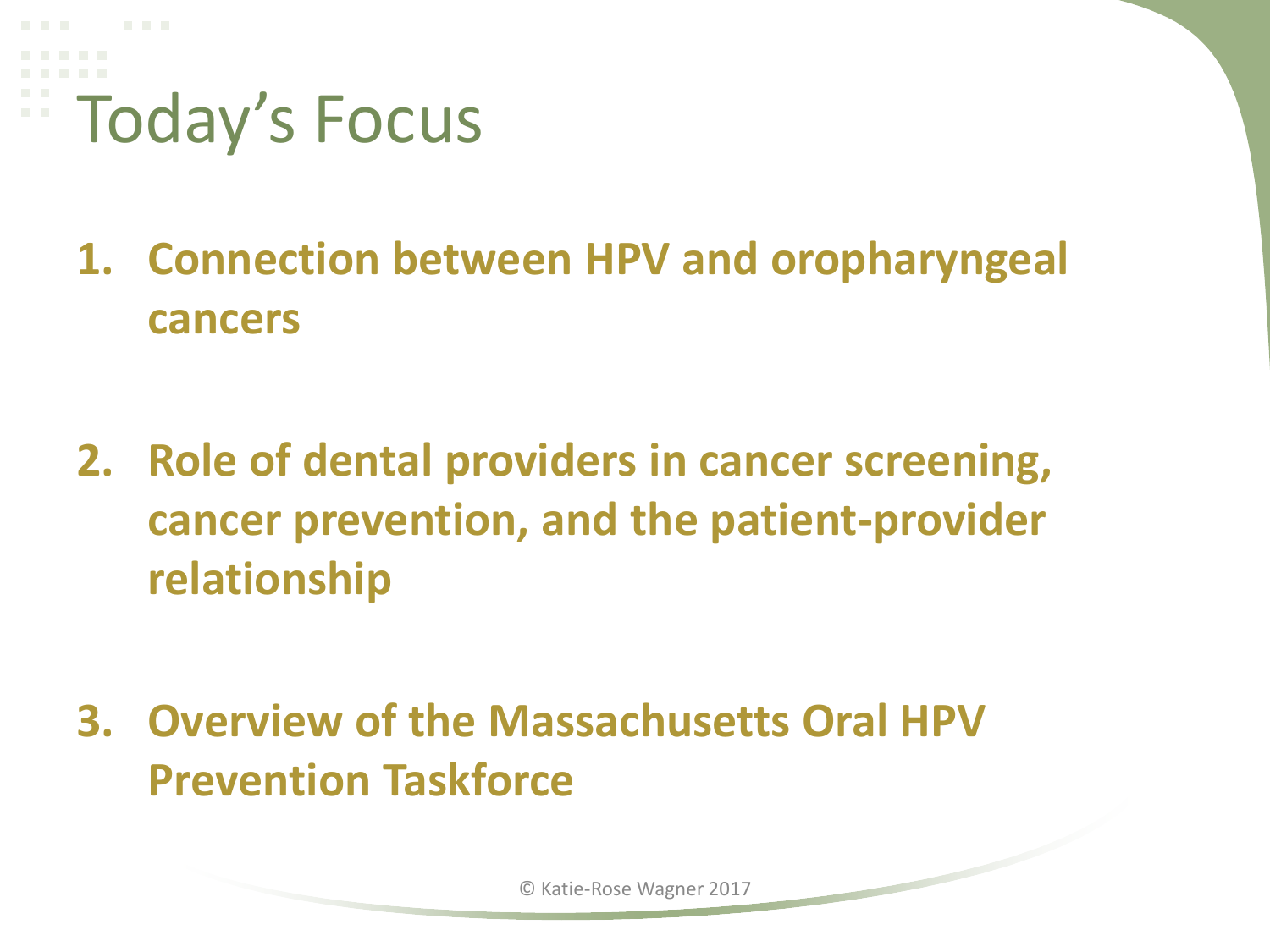# Today's Focus

1. **Connection between HPV and oropharyngeal cancers**

2. **Role of dental providers in cancer screening, cancer prevention, and the patient-provider relationship**

3. **Overview of the Massachusetts Oral HPV Prevention Taskforce**

© Katie-Rose Wagner 2017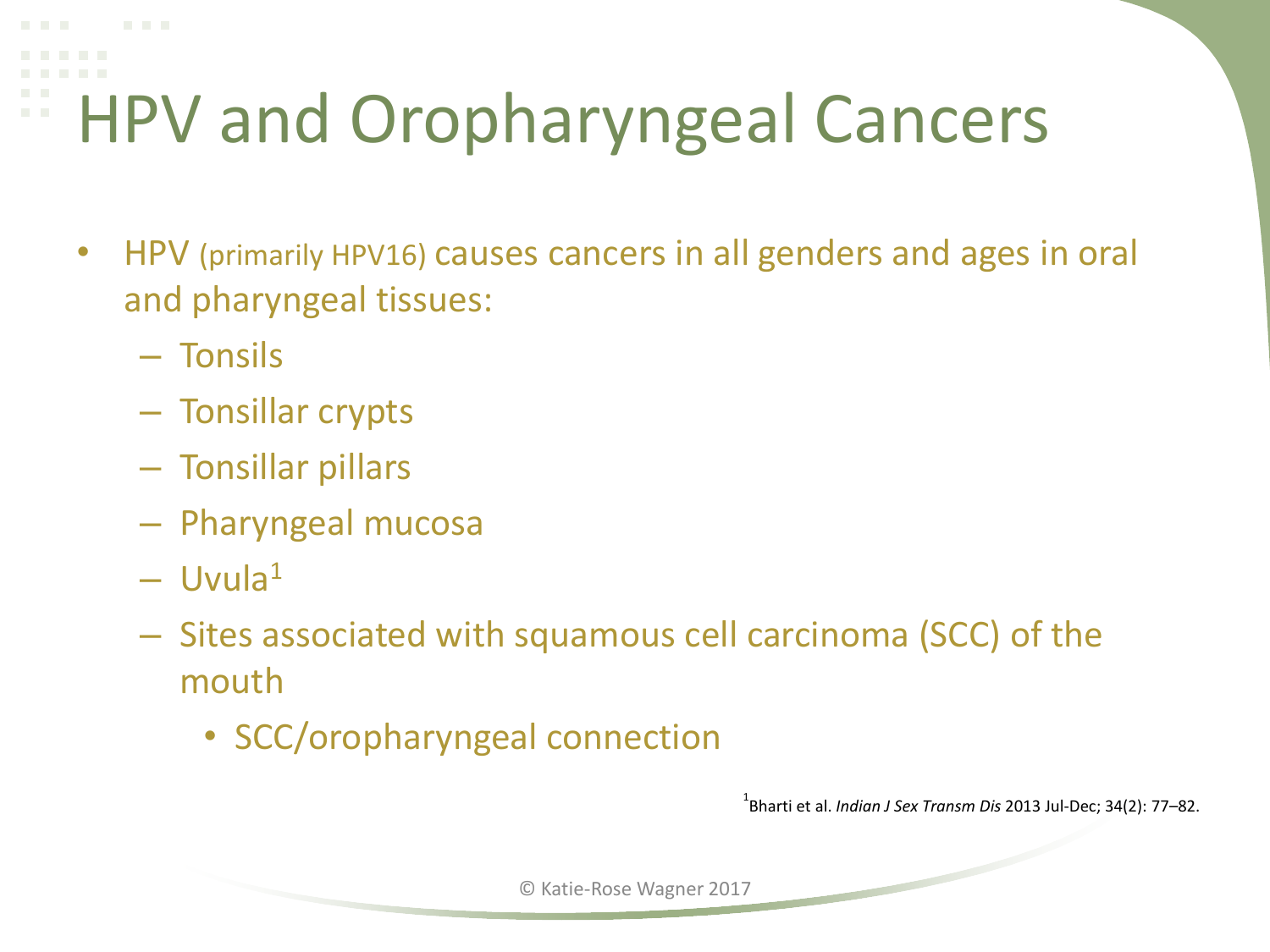# HPV and Oropharyngeal Cancers

- HPV (primarily HPV16) causes cancers in all genders and ages in oral and pharyngeal tissues:
  - Tonsils
  - Tonsillar crypts
  - Tonsillar pillars
  - Pharyngeal mucosa
  - Uvula[1]
  - Sites associated with squamous cell carcinoma (SCC) of the mouth
    - SCC/oropharyngeal connection

[1]Bharti et al. *Indian J Sex Transm Dis* 2013 Jul-Dec; 34(2): 77–82.

© Katie-Rose Wagner 2017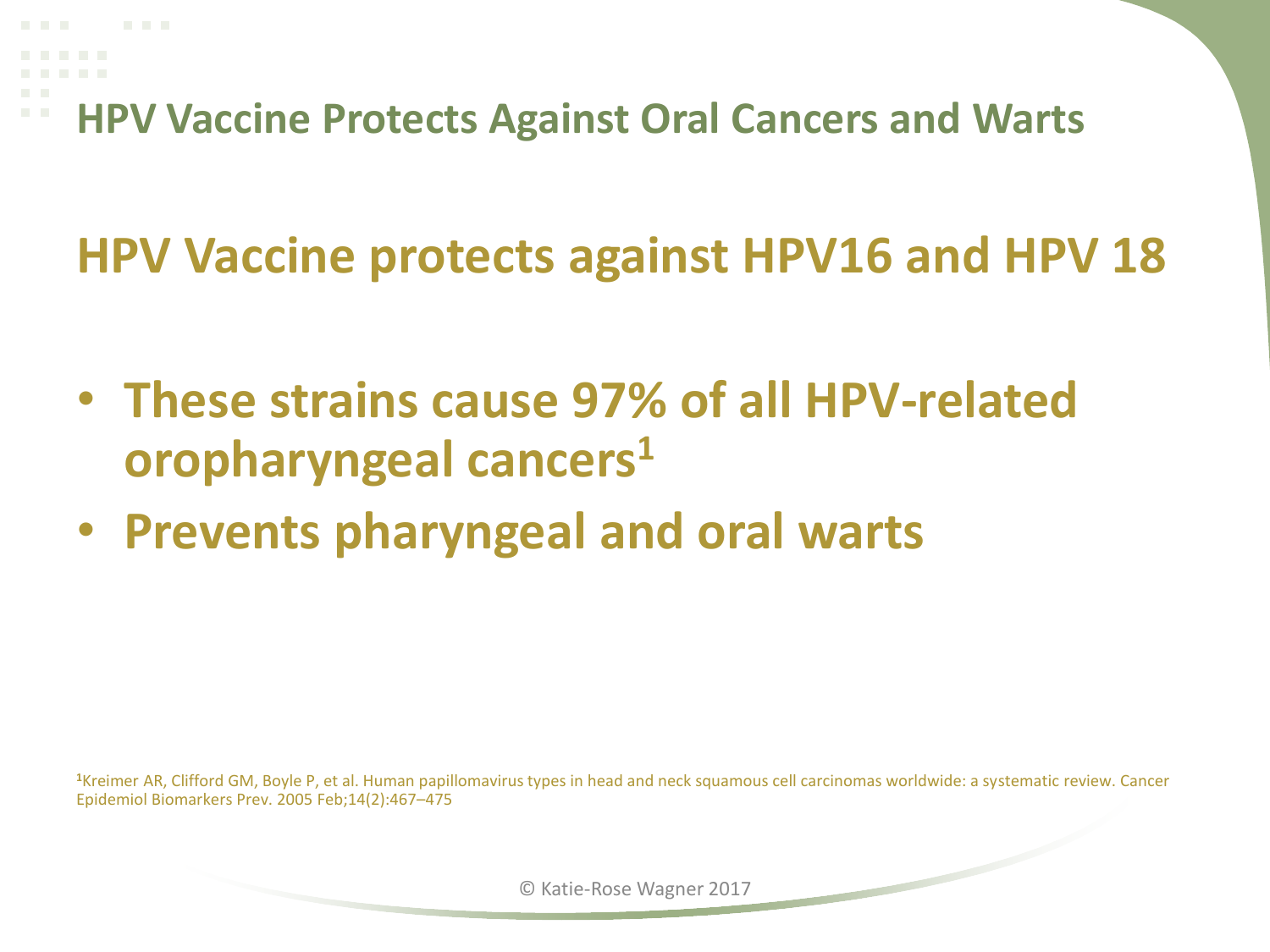# HPV Vaccine Protects Against Oral Cancers and Warts

## HPV Vaccine protects against HPV16 and HPV 18

- **These strains cause 97% of all HPV-related oropharyngeal cancers[1]**
- **Prevents pharyngeal and oral warts**

[1]Kreimer AR, Clifford GM, Boyle P, et al. Human papillomavirus types in head and neck squamous cell carcinomas worldwide: a systematic review. Cancer Epidemiol Biomarkers Prev. 2005 Feb;14(2):467–475

© Katie-Rose Wagner 2017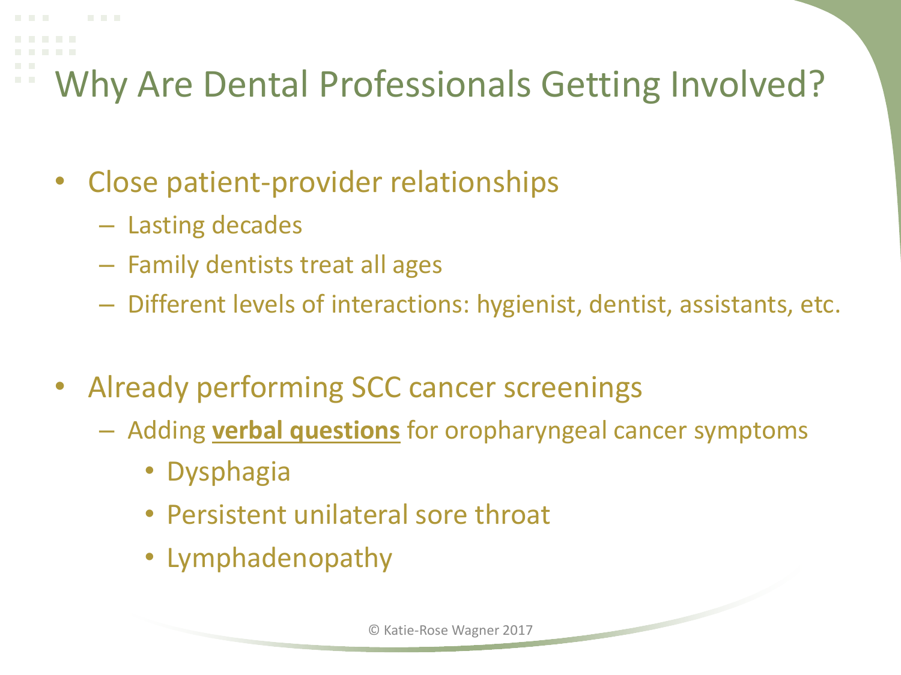# Why Are Dental Professionals Getting Involved?

- Close patient-provider relationships
  - Lasting decades
  - Family dentists treat all ages
  - Different levels of interactions: hygienist, dentist, assistants, etc.

- Already performing SCC cancer screenings
  - Adding **verbal questions** for oropharyngeal cancer symptoms
    - Dysphagia
    - Persistent unilateral sore throat
    - Lymphadenopathy

© Katie-Rose Wagner 2017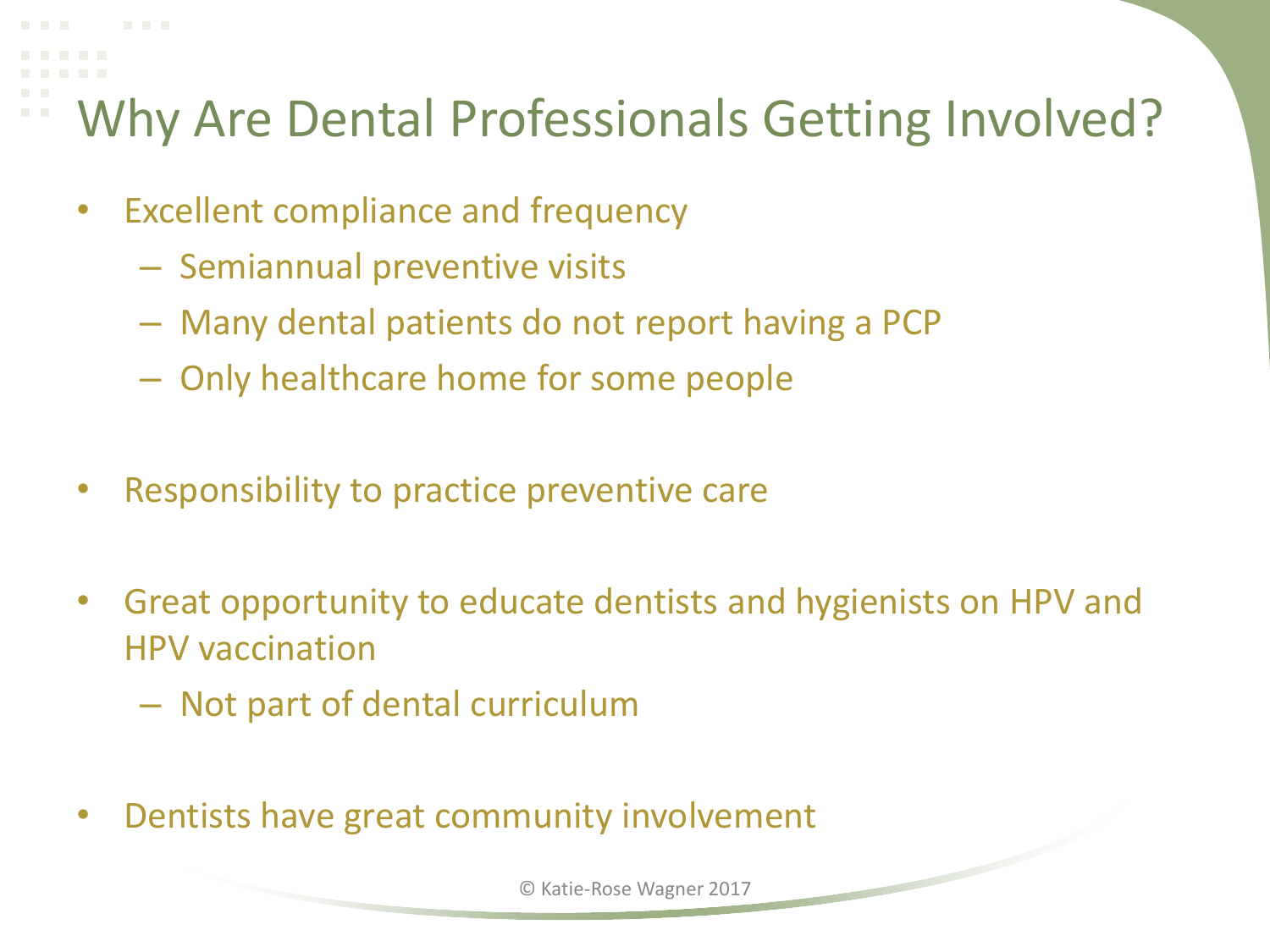# Why Are Dental Professionals Getting Involved?

- Excellent compliance and frequency
  - Semiannual preventive visits
  - Many dental patients do not report having a PCP
  - Only healthcare home for some people
- Responsibility to practice preventive care
- Great opportunity to educate dentists and hygienists on HPV and HPV vaccination
  - Not part of dental curriculum
- Dentists have great community involvement

© Katie-Rose Wagner 2017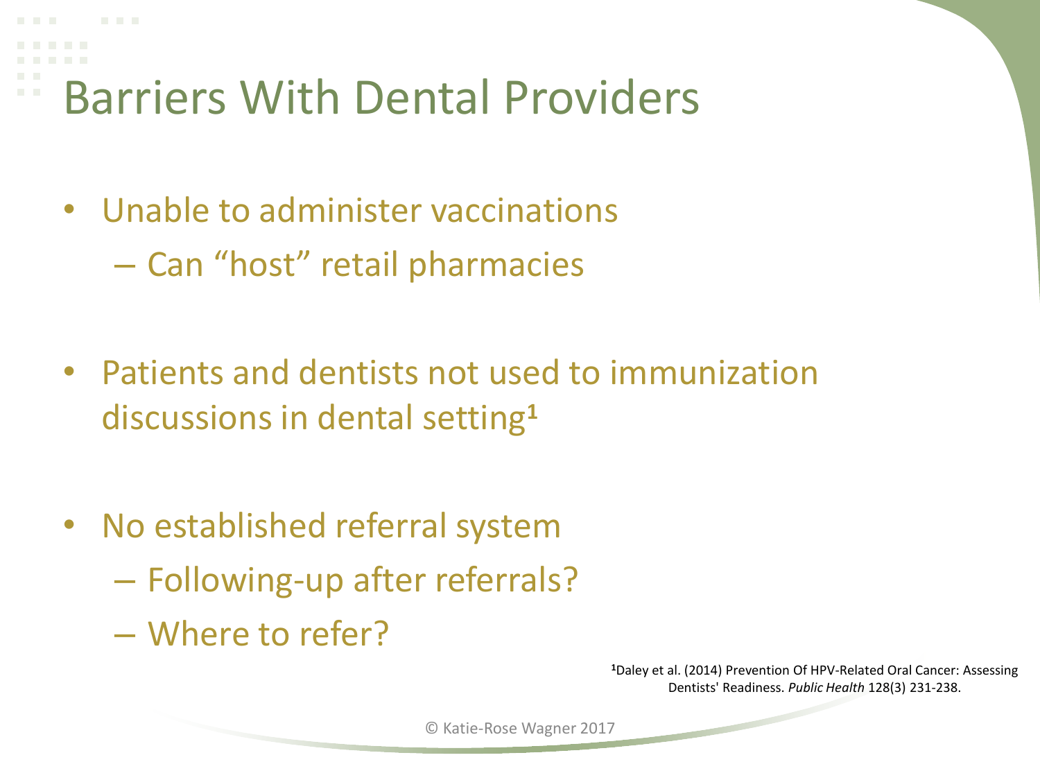# Barriers With Dental Providers

- Unable to administer vaccinations
  - Can "host" retail pharmacies
- Patients and dentists not used to immunization discussions in dental setting[1]
- No established referral system
  - Following-up after referrals?
  - Where to refer?

[1]Daley et al. (2014) Prevention Of HPV-Related Oral Cancer: Assessing Dentists' Readiness. *Public Health* 128(3) 231-238.

© Katie-Rose Wagner 2017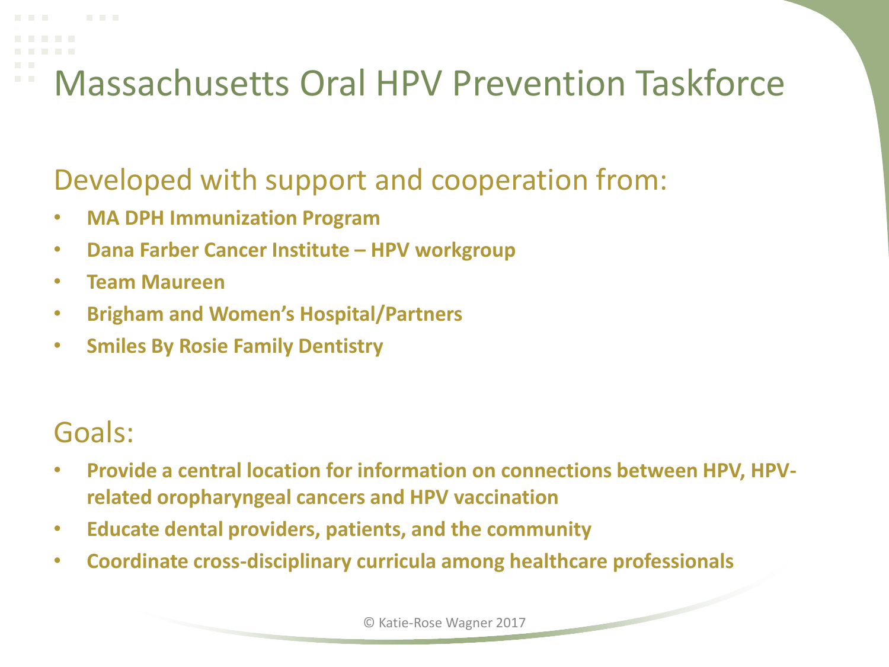# Massachusetts Oral HPV Prevention Taskforce

## Developed with support and cooperation from:

- **MA DPH Immunization Program**
- **Dana Farber Cancer Institute – HPV workgroup**
- **Team Maureen**
- **Brigham and Women's Hospital/Partners**
- **Smiles By Rosie Family Dentistry**

## Goals:

- **Provide a central location for information on connections between HPV, HPV-related oropharyngeal cancers and HPV vaccination**
- **Educate dental providers, patients, and the community**
- **Coordinate cross-disciplinary curricula among healthcare professionals**

© Katie-Rose Wagner 2017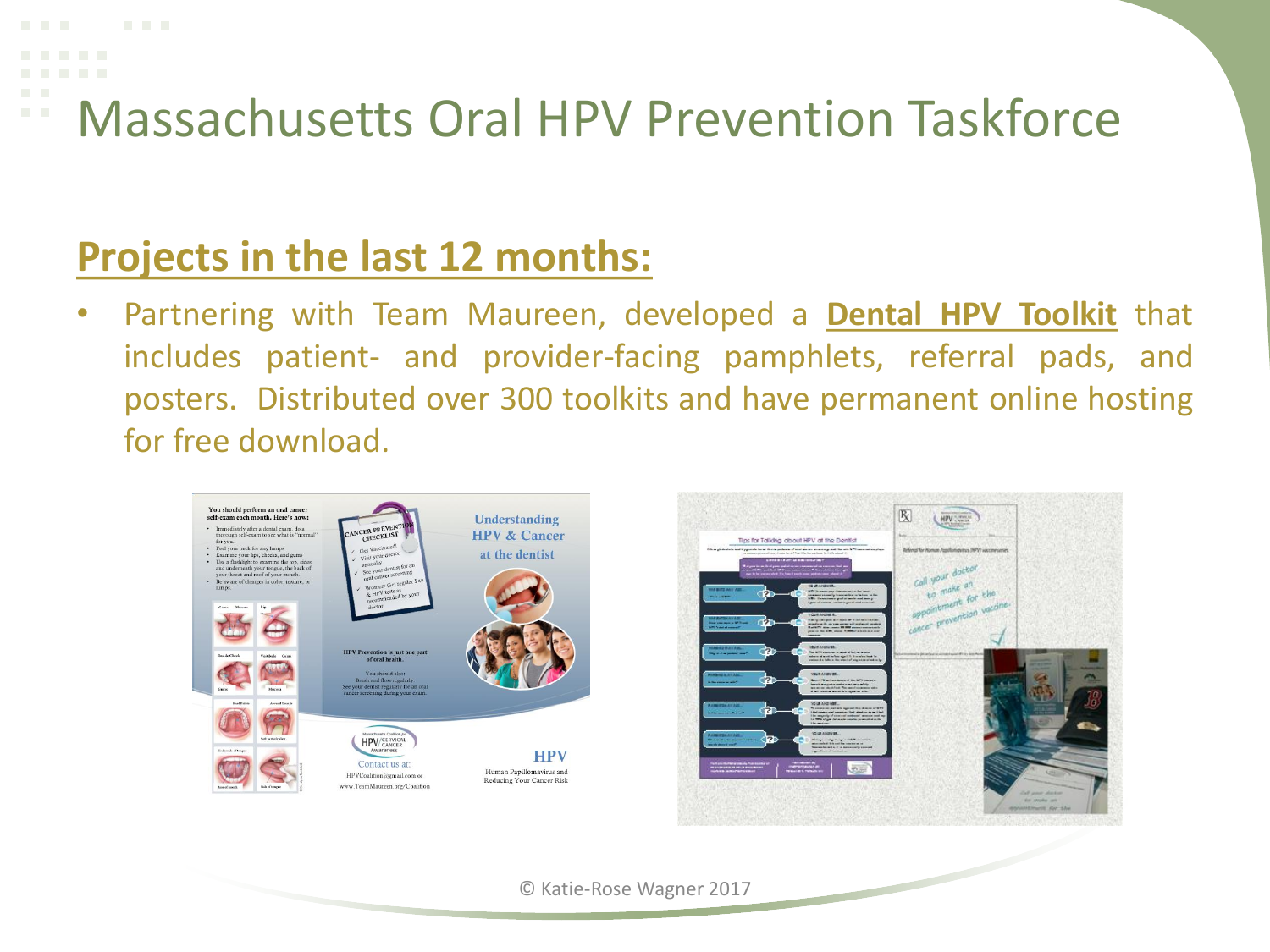# Massachusetts Oral HPV Prevention Taskforce

## Projects in the last 12 months:

- Partnering with Team Maureen, developed a **Dental HPV Toolkit** that includes patient- and provider-facing pamphlets, referral pads, and posters. Distributed over 300 toolkits and have permanent online hosting for free download.

© Katie-Rose Wagner 2017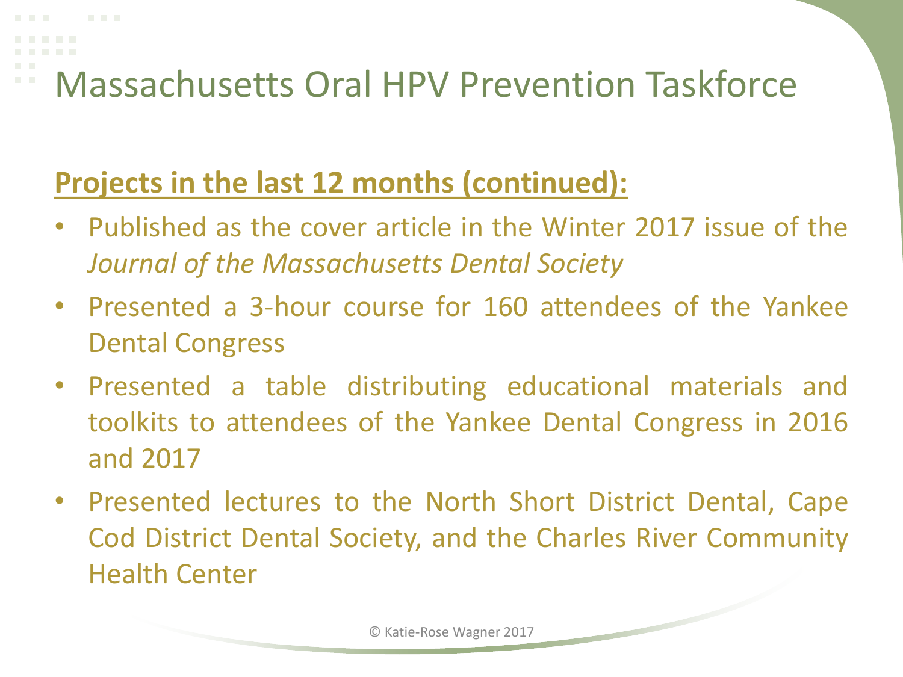# Massachusetts Oral HPV Prevention Taskforce

**Projects in the last 12 months (continued):**

- Published as the cover article in the Winter 2017 issue of the *Journal of the Massachusetts Dental Society*
- Presented a 3-hour course for 160 attendees of the Yankee Dental Congress
- Presented a table distributing educational materials and toolkits to attendees of the Yankee Dental Congress in 2016 and 2017
- Presented lectures to the North Short District Dental, Cape Cod District Dental Society, and the Charles River Community Health Center

© Katie-Rose Wagner 2017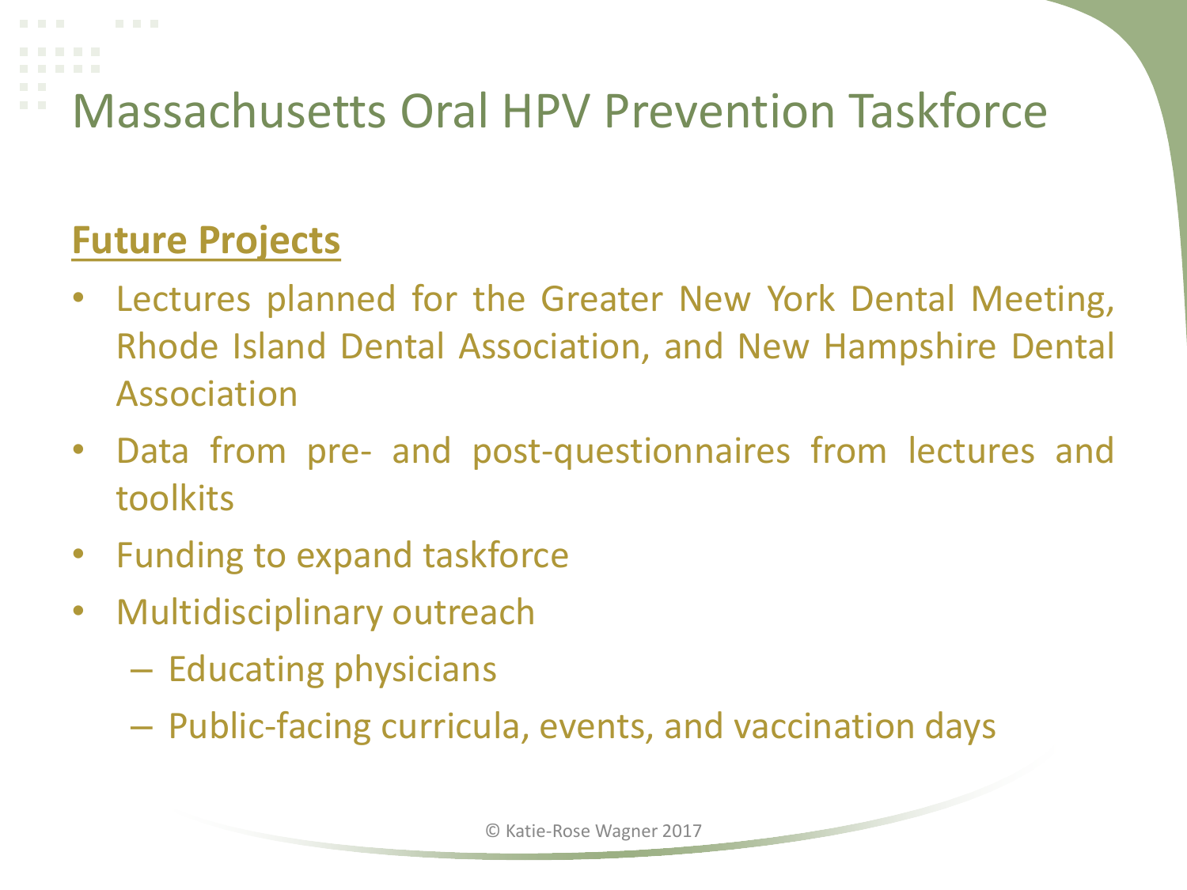# Massachusetts Oral HPV Prevention Taskforce

## Future Projects

- Lectures planned for the Greater New York Dental Meeting, Rhode Island Dental Association, and New Hampshire Dental Association
- Data from pre- and post-questionnaires from lectures and toolkits
- Funding to expand taskforce
- Multidisciplinary outreach
  - Educating physicians
  - Public-facing curricula, events, and vaccination days

© Katie-Rose Wagner 2017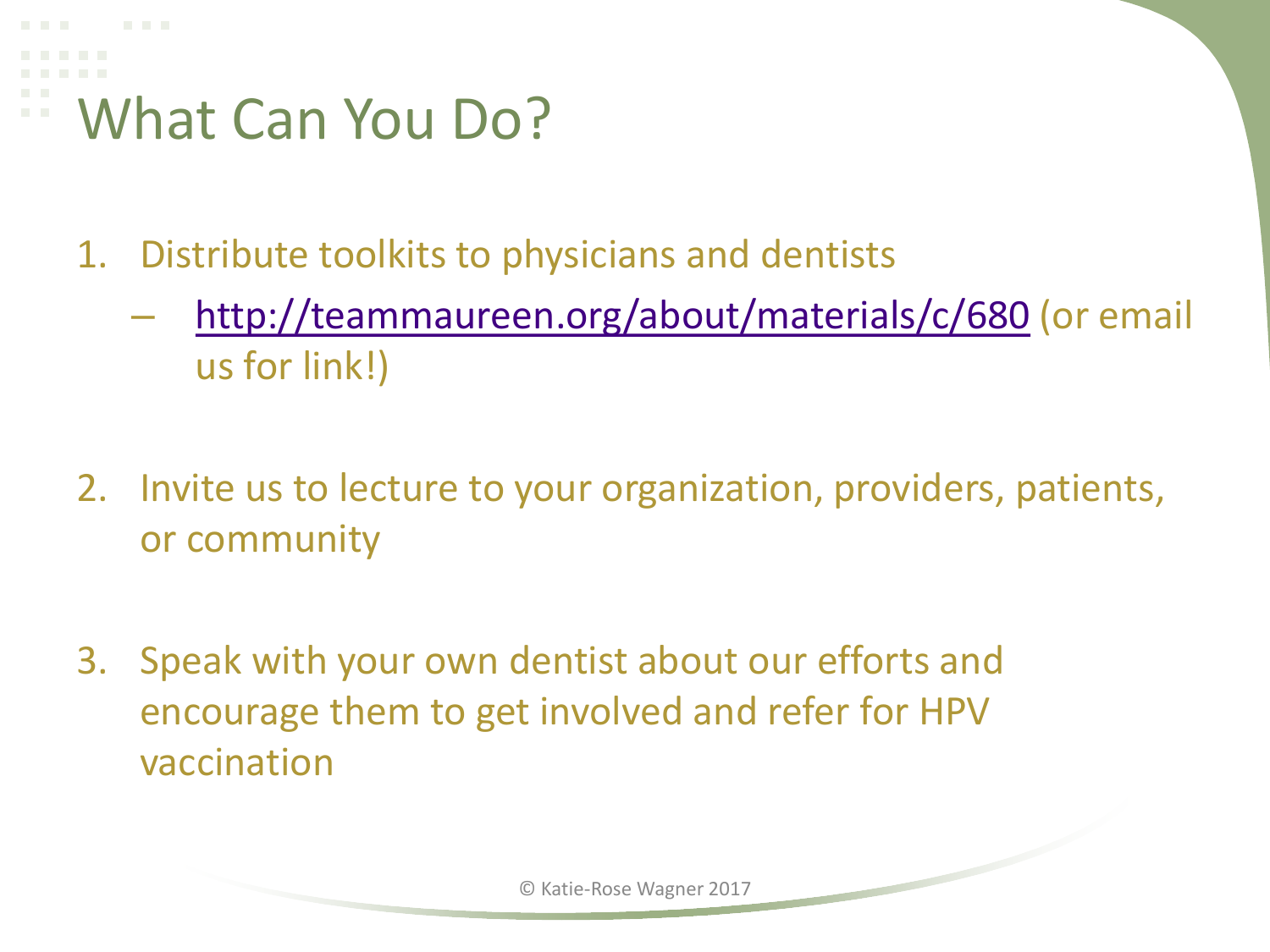# What Can You Do?

1. Distribute toolkits to physicians and dentists
   - http://teammaureen.org/about/materials/c/680 (or email us for link!)

2. Invite us to lecture to your organization, providers, patients, or community

3. Speak with your own dentist about our efforts and encourage them to get involved and refer for HPV vaccination

© Katie-Rose Wagner 2017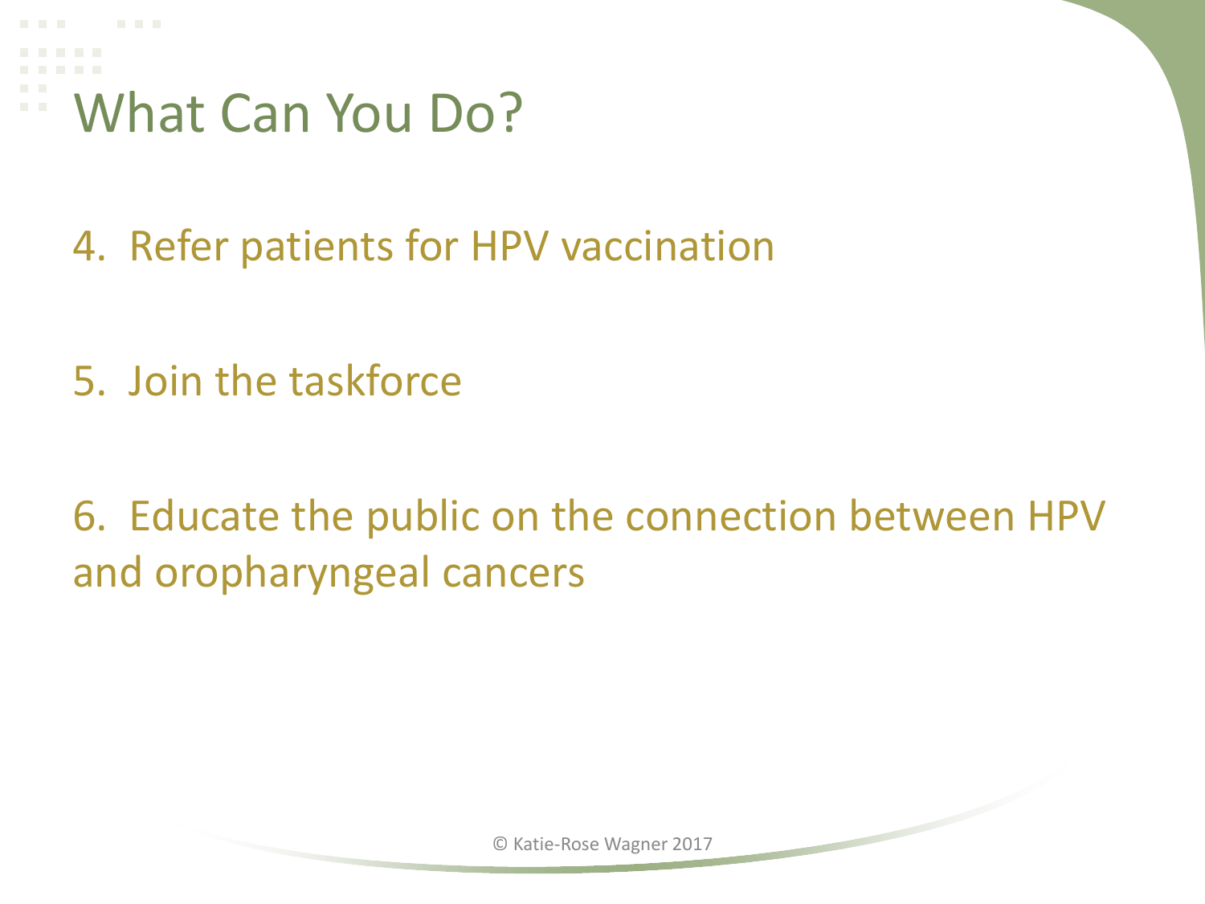# What Can You Do?

4. Refer patients for HPV vaccination

5. Join the taskforce

6. Educate the public on the connection between HPV and oropharyngeal cancers

© Katie-Rose Wagner 2017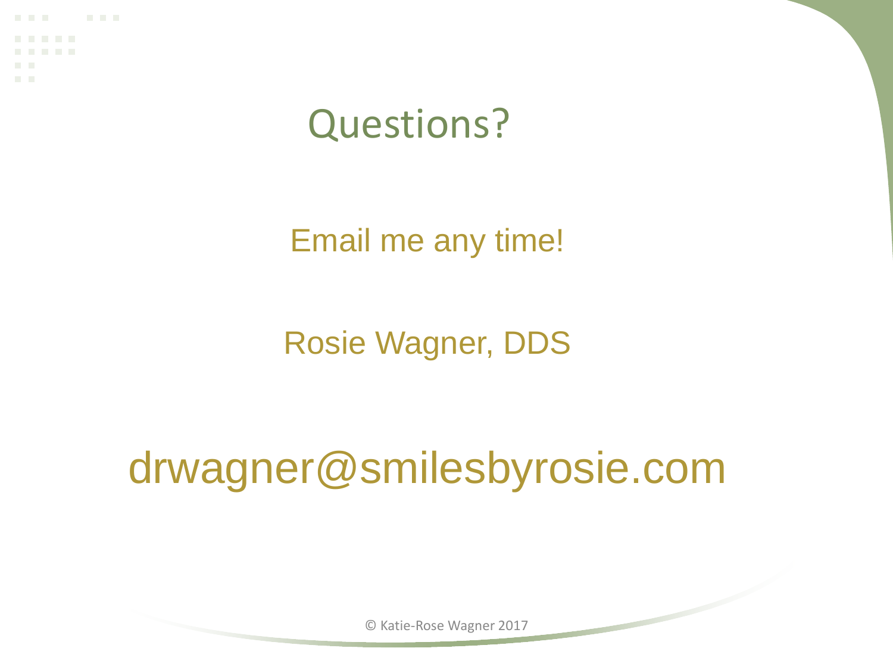# Questions?

Email me any time!

Rosie Wagner, DDS

drwagner@smilesbyrosie.com

© Katie-Rose Wagner 2017